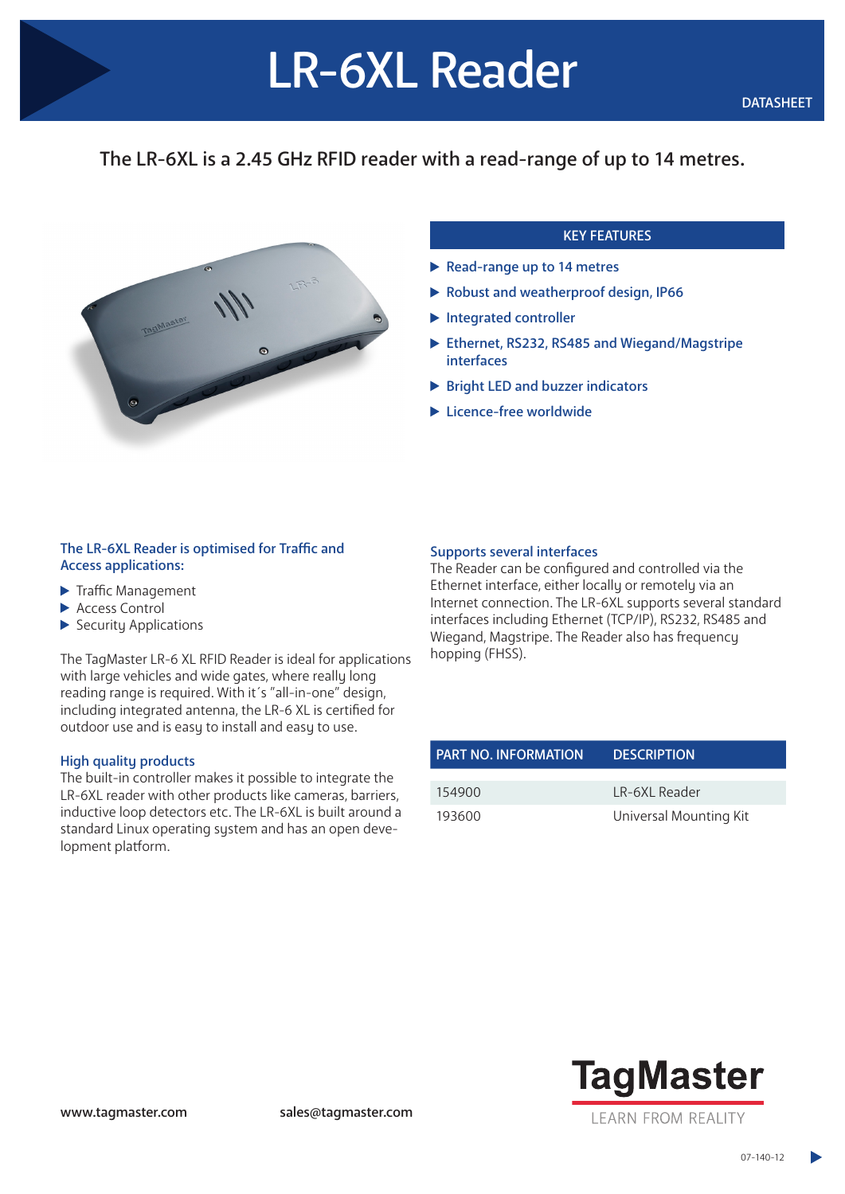# LR-6XL Reader

DATASHEET

**The LR-6XL is a 2.45 GHz RFID reader with a read-range of up to 14 metres.**

## KEY FEATURES

- Read-range up to 14 metres
- Robust and weatherproof design, IP66
- Integrated controller
- Ethernet, RS232, RS485 and Wiegand/Magstripe interfaces
- Bright LED and buzzer indicators
- Licence-free worldwide

### The LR-6XL Reader is optimised for Traffic and Access applications:

- Traffic Management
- Access Control
- Security Applications

The TagMaster LR-6 XL RFID Reader is ideal for applications with large vehicles and wide gates, where really long reading range is required. With it´s "all-in-one" design, including integrated antenna, the LR-6 XL is certified for outdoor use and is easy to install and easy to use.

### High quality products

The built-in controller makes it possible to integrate the LR-6XL reader with other products like cameras, barriers, inductive loop detectors etc. The LR-6XL is built around a standard Linux operating system and has an open development platform.

### Supports several interfaces

The Reader can be configured and controlled via the Ethernet interface, either locally or remotely via an Internet connection. The LR-6XL supports several standard interfaces including Ethernet (TCP/IP), RS232, RS485 and Wiegand, Magstripe. The Reader also has frequency hopping (FHSS).

| PART NO. INFORMATION | DESCRIPTION |
| --- | --- |
| 154900 | LR-6XL Reader |
| 193600 | Universal Mounting Kit |

www.tagmaster.com    sales@tagmaster.com

TagMaster
LEARN FROM REALITY

07-140-12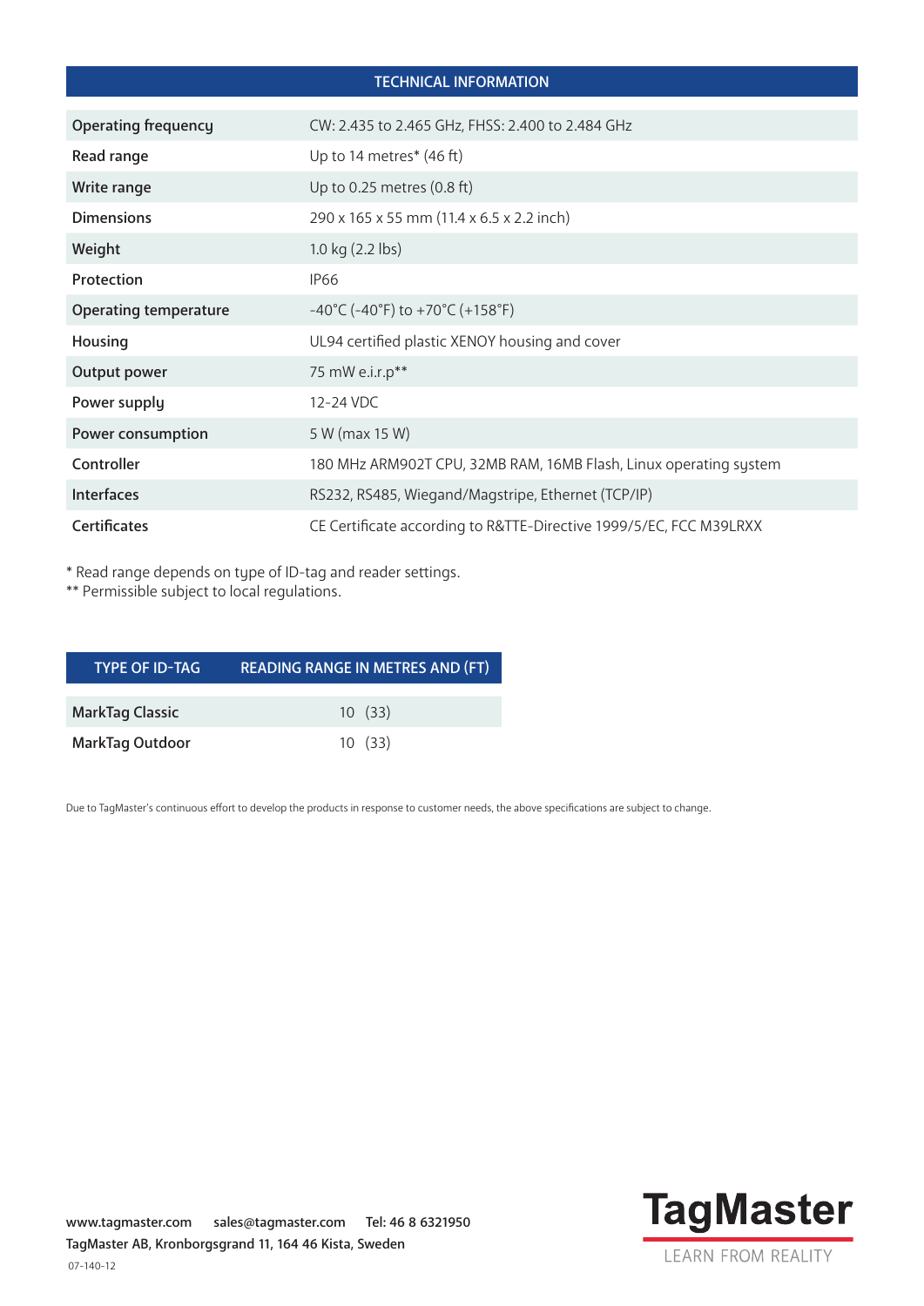## TECHNICAL INFORMATION

| | |
|---|---|
| Operating frequency | CW: 2.435 to 2.465 GHz, FHSS: 2.400 to 2.484 GHz |
| Read range | Up to 14 metres* (46 ft) |
| Write range | Up to 0.25 metres (0.8 ft) |
| Dimensions | 290 x 165 x 55 mm (11.4 x 6.5 x 2.2 inch) |
| Weight | 1.0 kg (2.2 lbs) |
| Protection | IP66 |
| Operating temperature | -40°C (-40°F) to +70°C (+158°F) |
| Housing | UL94 certified plastic XENOY housing and cover |
| Output power | 75 mW e.i.r.p** |
| Power supply | 12-24 VDC |
| Power consumption | 5 W (max 15 W) |
| Controller | 180 MHz ARM902T CPU, 32MB RAM, 16MB Flash, Linux operating system |
| Interfaces | RS232, RS485, Wiegand/Magstripe, Ethernet (TCP/IP) |
| Certificates | CE Certificate according to R&TTE-Directive 1999/5/EC, FCC M39LRXX |

* Read range depends on type of ID-tag and reader settings.
** Permissible subject to local regulations.

| TYPE OF ID-TAG | READING RANGE IN METRES AND (FT) |
|---|---|
| MarkTag Classic | 10 (33) |
| MarkTag Outdoor | 10 (33) |

Due to TagMaster's continuous effort to develop the products in response to customer needs, the above specifications are subject to change.

www.tagmaster.com sales@tagmaster.com Tel: 46 8 6321950
TagMaster AB, Kronborgsgrand 11, 164 46 Kista, Sweden
07-140-12

TagMaster
LEARN FROM REALITY